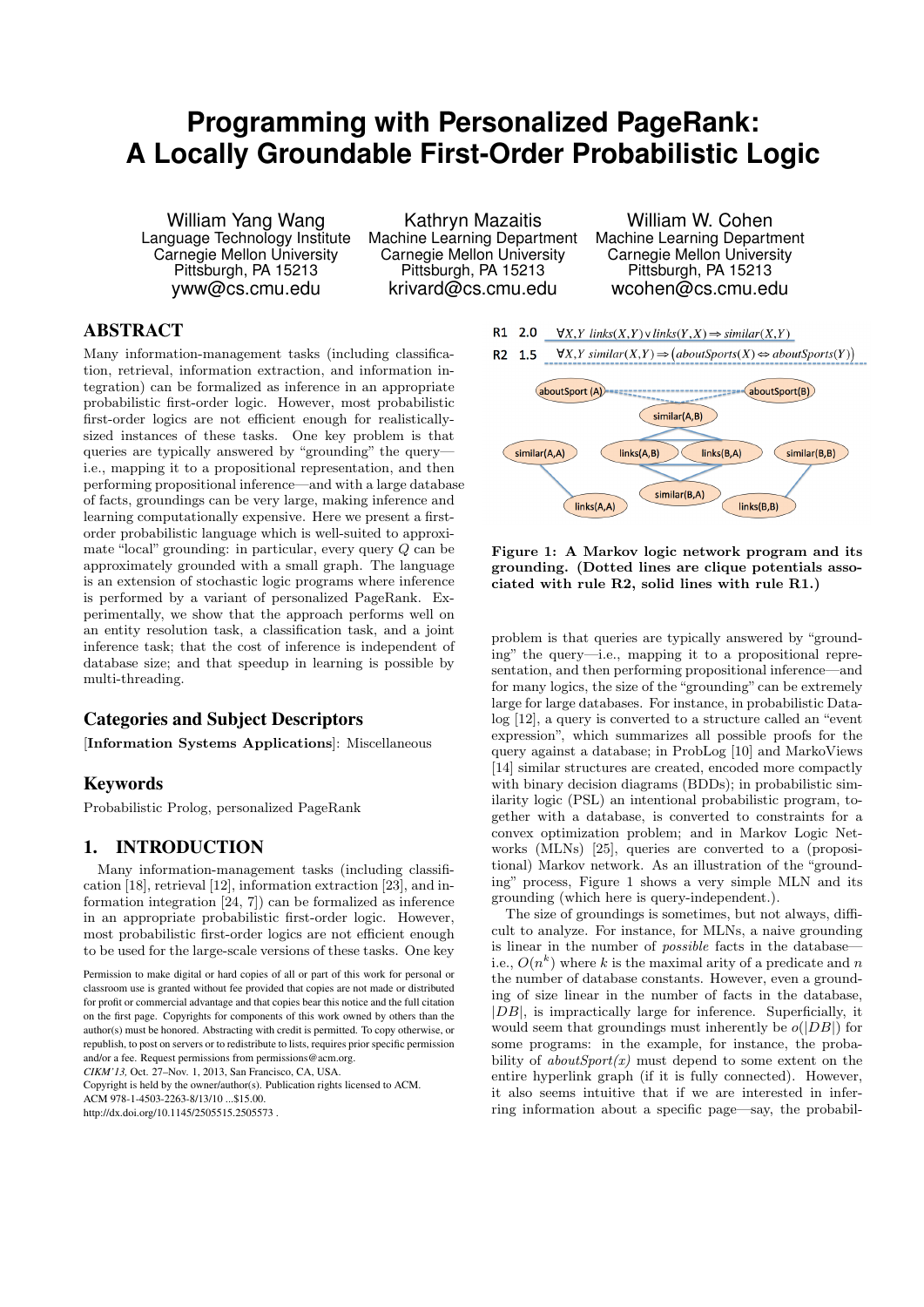# Programming with Personalized PageRank: A Locally Groundable First-Order Probabilistic Logic

William Yang Wang
Language Technology Institute
Carnegie Mellon University
Pittsburgh, PA 15213
yww@cs.cmu.edu

Kathryn Mazaitis
Machine Learning Department
Carnegie Mellon University
Pittsburgh, PA 15213
krivard@cs.cmu.edu

William W. Cohen
Machine Learning Department
Carnegie Mellon University
Pittsburgh, PA 15213
wcohen@cs.cmu.edu

## ABSTRACT

Many information-management tasks (including classification, retrieval, information extraction, and information integration) can be formalized as inference in an appropriate probabilistic first-order logic. However, most probabilistic first-order logics are not efficient enough for realistically-sized instances of these tasks. One key problem is that queries are typically answered by "grounding" the query—i.e., mapping it to a propositional representation, and then performing propositional inference—and with a large database of facts, groundings can be very large, making inference and learning computationally expensive. Here we present a first-order probabilistic language which is well-suited to approximate "local" grounding: in particular, every query $Q$ can be approximately grounded with a small graph. The language is an extension of stochastic logic programs where inference is performed by a variant of personalized PageRank. Experimentally, we show that the approach performs well on an entity resolution task, a classification task, and a joint inference task; that the cost of inference is independent of database size; and that speedup in learning is possible by multi-threading.

## Categories and Subject Descriptors

[**Information Systems Applications**]: Miscellaneous

## Keywords

Probabilistic Prolog, personalized PageRank

## 1. INTRODUCTION

Many information-management tasks (including classification [18], retrieval [12], information extraction [23], and information integration [24, 7]) can be formalized as inference in an appropriate probabilistic first-order logic. However, most probabilistic first-order logics are not efficient enough to be used for the large-scale versions of these tasks. One key problem is that queries are typically answered by "grounding" the query—i.e., mapping it to a propositional representation, and then performing propositional inference—and for many logics, the size of the "grounding" can be extremely large for large databases. For instance, in probabilistic Datalog [12], a query is converted to a structure called an "event expression", which summarizes all possible proofs for the query against a database; in ProbLog [10] and MarkoViews [14] similar structures are created, encoded more compactly with binary decision diagrams (BDDs); in probabilistic similarity logic (PSL) an intentional probabilistic program, together with a database, is converted to constraints for a convex optimization problem; and in Markov Logic Networks (MLNs) [25], queries are converted to a (propositional) Markov network. As an illustration of the "grounding" process, Figure 1 shows a very simple MLN and its grounding (which here is query-independent.).

R1 2.0 $\forall X,Y\ links(X,Y) \vee links(Y,X) \Rightarrow similar(X,Y)$

R2 1.5 $\forall X,Y\ similar(X,Y) \Rightarrow (aboutSports(X) \Leftrightarrow aboutSports(Y))$

**Figure 1: A Markov logic network program and its grounding. (Dotted lines are clique potentials associated with rule R2, solid lines with rule R1.)**

The size of groundings is sometimes, but not always, difficult to analyze. For instance, for MLNs, a naive grounding is linear in the number of *possible* facts in the database—i.e., $O(n^k)$ where $k$ is the maximal arity of a predicate and $n$ the number of database constants. However, even a grounding of size linear in the number of facts in the database, $|DB|$, is impractically large for inference. Superficially, it would seem that groundings must inherently be $o(|DB|)$ for some programs: in the example, for instance, the probability of *aboutSport(x)* must depend to some extent on the entire hyperlink graph (if it is fully connected). However, it also seems intuitive that if we are interested in inferring information about a specific page—say, the probabil-

Permission to make digital or hard copies of all or part of this work for personal or classroom use is granted without fee provided that copies are not made or distributed for profit or commercial advantage and that copies bear this notice and the full citation on the first page. Copyrights for components of this work owned by others than the author(s) must be honored. Abstracting with credit is permitted. To copy otherwise, or republish, to post on servers or to redistribute to lists, requires prior specific permission and/or a fee. Request permissions from permissions@acm.org.
*CIKM'13*, Oct. 27–Nov. 1, 2013, San Francisco, CA, USA.
Copyright is held by the owner/author(s). Publication rights licensed to ACM.
ACM 978-1-4503-2263-8/13/10 ...$15.00.
http://dx.doi.org/10.1145/2505515.2505573 .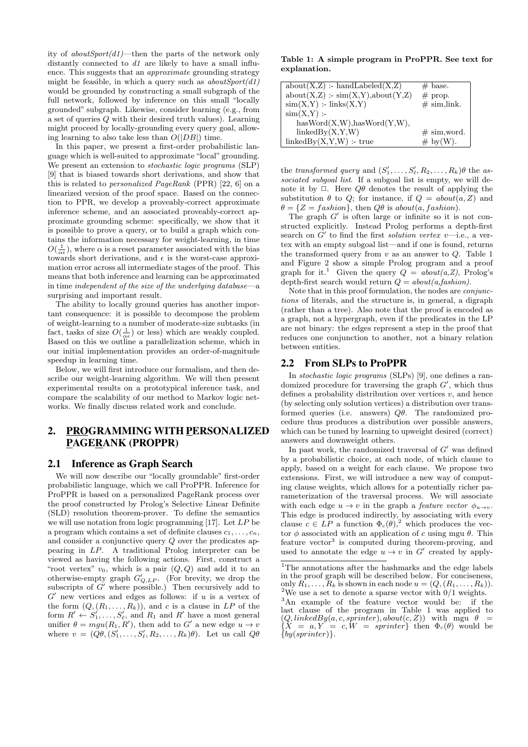ity of *aboutSport(d1)*—then the parts of the network only distantly connected to *d1* are likely to have a small influence. This suggests that an *approximate* grounding strategy might be feasible, in which a query such as *aboutSport(d1)* would be grounded by constructing a small subgraph of the full network, followed by inference on this small "locally grounded" subgraph. Likewise, consider learning (e.g., from a set of queries $Q$ with their desired truth values). Learning might proceed by locally-grounding every query goal, allowing learning to also take less than $O(|DB|)$ time.

In this paper, we present a first-order probabilistic language which is well-suited to approximate "local" grounding. We present an extension to *stochastic logic programs* (SLP) [9] that is biased towards short derivations, and show that this is related to *personalized PageRank* (PPR) [22, 6] on a linearized version of the proof space. Based on the connection to PPR, we develop a proveably-correct approximate inference scheme, and an associated proveably-correct approximate grounding scheme: specifically, we show that it is possible to prove a query, or to build a graph which contains the information necessary for weight-learning, in time $O(\frac{1}{\alpha\epsilon})$, where $\alpha$ is a reset parameter associated with the bias towards short derivations, and $\epsilon$ is the worst-case approximation error across all intermediate stages of the proof. This means that both inference and learning can be approximated in time *independent of the size of the underlying database*—a surprising and important result.

The ability to locally ground queries has another important consequence: it is possible to decompose the problem of weight-learning to a number of moderate-size subtasks (in fact, tasks of size $O(\frac{1}{\alpha\epsilon})$ or less) which are weakly coupled. Based on this we outline a parallelization scheme, which in our initial implementation provides an order-of-magnitude speedup in learning time.

Below, we will first introduce our formalism, and then describe our weight-learning algorithm. We will then present experimental results on a prototypical inference task, and compare the scalability of our method to Markov logic networks. We finally discuss related work and conclude.

## 2. PROGRAMMING WITH PERSONALIZED PAGERANK (PROPPR)

### 2.1 Inference as Graph Search

We will now describe our "locally groundable" first-order probabilistic language, which we call ProPPR. Inference for ProPPR is based on a personalized PageRank process over the proof constructed by Prolog's Selective Linear Definite (SLD) resolution theorem-prover. To define the semantics we will use notation from logic programming [17]. Let $LP$ be a program which contains a set of definite clauses $c_1, \ldots, c_n$, and consider a conjunctive query $Q$ over the predicates appearing in $LP$. A traditional Prolog interpreter can be viewed as having the following actions. First, construct a "root vertex" $v_0$, which is a pair $(Q, Q)$ and add it to an otherwise-empty graph $G'_{Q,LP}$. (For brevity, we drop the subscripts of $G'$ where possible.) Then recursively add to $G'$ new vertices and edges as follows: if $u$ is a vertex of the form $(Q, (R_1, \ldots, R_k))$, and $c$ is a clause in $LP$ of the form $R' \leftarrow S'_1, \ldots, S'_\ell$, and $R_1$ and $R'$ have a most general unifier $\theta = mgu(R_1, R')$, then add to $G'$ a new edge $u \rightarrow v$ where $v = (Q\theta, (S'_1, \ldots, S'_\ell, R_2, \ldots, R_k)\theta)$. Let us call $Q\theta$ the *transformed query* and $(S'_1, \ldots, S'_\ell, R_2, \ldots, R_k)\theta$ the *associated subgoal list*. If a subgoal list is empty, we will denote it by $\Box$. Here $Q\theta$ denotes the result of applying the substitution $\theta$ to $Q$; for instance, if $Q = about(a, Z)$ and $\theta = \{Z = fashion\}$, then $Q\theta$ is $about(a, fashion)$.

**Table 1: A simple program in ProPPR. See text for explanation.**

| | |
|---|---|
| about(X,Z) :- handLabeled(X,Z) | # base. |
| about(X,Z) :- sim(X,Y),about(Y,Z) | # prop. |
| sim(X,Y) :- links(X,Y) | # sim,link. |
| sim(X,Y) :- hasWord(X,W),hasWord(Y,W), linkedBy(X,Y,W) | # sim,word. |
| linkedBy(X,Y,W) :- true | # by(W). |

The graph $G'$ is often large or infinite so it is not constructed explicitly. Instead Prolog performs a depth-first search on $G'$ to find the first *solution vertex* $v$—i.e., a vertex with an empty subgoal list—and if one is found, returns the transformed query from $v$ as an answer to $Q$. Table 1 and Figure 2 show a simple Prolog program and a proof graph for it.[1] Given the query $Q = about(a,Z)$, Prolog's depth-first search would return $Q = about(a,fashion)$.

Note that in this proof formulation, the nodes are *conjunctions* of literals, and the structure is, in general, a digraph (rather than a tree). Also note that the proof is encoded as a graph, not a hypergraph, even if the predicates in the LP are not binary: the edges represent a step in the proof that reduces one conjunction to another, not a binary relation between entities.

### 2.2 From SLPs to ProPPR

In *stochastic logic programs* (SLPs) [9], one defines a randomized procedure for traversing the graph $G'$, which thus defines a probability distribution over vertices $v$, and hence (by selecting only solution vertices) a distribution over transformed queries (i.e. answers) $Q\theta$. The randomized procedure thus produces a distribution over possible answers, which can be tuned by learning to upweight desired (correct) answers and downweight others.

In past work, the randomized traversal of $G'$ was defined by a probabilistic choice, at each node, of which clause to apply, based on a weight for each clause. We propose two extensions. First, we will introduce a new way of computing clause weights, which allows for a potentially richer parameterization of the traversal process. We will associate with each edge $u \rightarrow v$ in the graph a *feature vector* $\phi_{u\rightarrow v}$. This edge is produced indirectly, by associating with every clause $c \in LP$ a function $\Phi_c(\theta)$,[2] which produces the vector $\phi$ associated with an application of $c$ using mgu $\theta$. This feature vector[3] is computed during theorem-proving, and used to annotate the edge $u \rightarrow v$ in $G'$ created by apply-

[1]The annotations after the hashmarks and the edge labels in the proof graph will be described below. For conciseness, only $R_1, \ldots, R_k$ is shown in each node $u = (Q, (R_1, \ldots, R_k))$.

[2]We use a set to denote a sparse vector with 0/1 weights.

[3]An example of the feature vector would be: if the last clause of the program in Table 1 was applied to $(Q, linkedBy(a, c, sprinter), about(c, Z))$ with mgu $\theta = \{X = a, Y = c, W = sprinter\}$ then $\Phi_c(\theta)$ would be $\{by(sprinter)\}$.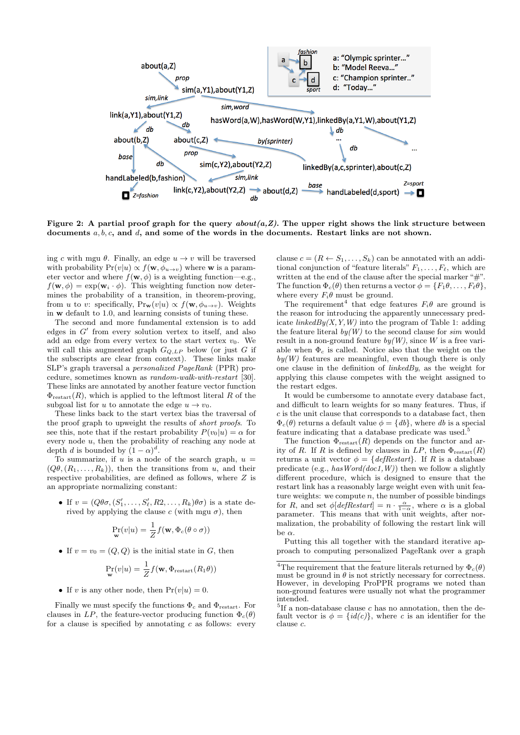**Figure 2: A partial proof graph for the query *about(a,Z)*. The upper right shows the link structure between documents $a, b, c$, and $d$, and some of the words in the documents. Restart links are not shown.**

ing $c$ with mgu $\theta$. Finally, an edge $u \rightarrow v$ will be traversed with probability $\Pr(v|u) \propto f(\mathbf{w}, \phi_{u \rightarrow v})$ where $\mathbf{w}$ is a parameter vector and where $f(\mathbf{w}, \phi)$ is a weighting function—e.g., $f(\mathbf{w}, \phi) = \exp(\mathbf{w}_i \cdot \phi)$. This weighting function now determines the probability of a transition, in theorem-proving, from $u$ to $v$: specifically, $\Pr_{\mathbf{w}}(v|u) \propto f(\mathbf{w}, \phi_{u \rightarrow v})$. Weights in $\mathbf{w}$ default to 1.0, and learning consists of tuning these.

The second and more fundamental extension is to add edges in $G'$ from every solution vertex to itself, and also add an edge from every vertex to the start vertex $v_0$. We will call this augmented graph $G_{Q,LP}$ below (or just $G$ if the subscripts are clear from context). These links make SLP's graph traversal a *personalized PageRank* (PPR) procedure, sometimes known as *random-walk-with-restart* [30]. These links are annotated by another feature vector function $\Phi_{\text{restart}}(R)$, which is applied to the leftmost literal $R$ of the subgoal list for $u$ to annotate the edge $u \rightarrow v_0$.

These links back to the start vertex bias the traversal of the proof graph to upweight the results of *short proofs*. To see this, note that if the restart probability $P(v_0|u) = \alpha$ for every node $u$, then the probability of reaching any node at depth $d$ is bounded by $(1-\alpha)^d$.

To summarize, if $u$ is a node of the search graph, $u = (Q\theta, (R_1, \ldots, R_k))$, then the transitions from $u$, and their respective probabilities, are defined as follows, where $Z$ is an appropriate normalizing constant:

- If $v = (Q\theta\sigma, (S'_1, \ldots, S'_\ell, R2, \ldots, R_k)\theta\sigma)$ is a state derived by applying the clause $c$ (with mgu $\sigma$), then

$$\Pr_{\mathbf{w}}(v|u) = \frac{1}{Z} f(\mathbf{w}, \Phi_c(\theta \circ \sigma))$$

- If $v = v_0 = (Q, Q)$ is the initial state in $G$, then

$$\Pr_{\mathbf{w}}(v|u) = \frac{1}{Z} f(\mathbf{w}, \Phi_{\text{restart}}(R_1\theta))$$

- If $v$ is any other node, then $\Pr(v|u) = 0$.

Finally we must specify the functions $\Phi_c$ and $\Phi_{\text{restart}}$. For clauses in $LP$, the feature-vector producing function $\Phi_c(\theta)$ for a clause is specified by annotating $c$ as follows: every clause $c = (R \leftarrow S_1, \ldots, S_k)$ can be annotated with an additional conjunction of "feature literals" $F_1, \ldots, F_\ell$, which are written at the end of the clause after the special marker "#". The function $\Phi_c(\theta)$ then returns a vector $\phi = \{F_1\theta, \ldots, F_\ell\theta\}$, where every $F_i\theta$ must be ground.

The requirement[4] that edge features $F_i\theta$ are ground is the reason for introducing the apparently unnecessary predicate *linkedBy(X, Y, W)* into the program of Table 1: adding the feature literal *by(W)* to the second clause for *sim* would result in a non-ground feature *by(W)*, since $W$ is a free variable when $\Phi_c$ is called. Notice also that the weight on the *by(W)* features are meaningful, even though there is only one clause in the definition of *linkedBy*, as the weight for applying this clause competes with the weight assigned to the restart edges.

It would be cumbersome to annotate every database fact, and difficult to learn weights for so many features. Thus, if $c$ is the unit clause that corresponds to a database fact, then $\Phi_c(\theta)$ returns a default value $\phi = \{db\}$, where $db$ is a special feature indicating that a database predicate was used.[5]

The function $\Phi_{\text{restart}}(R)$ depends on the functor and arity of $R$. If $R$ is defined by clauses in $LP$, then $\Phi_{\text{restart}}(R)$ returns a unit vector $\phi = \{\textit{defRestart}\}$. If $R$ is a database predicate (e.g., *hasWord(doc1, W)*) then we follow a slightly different procedure, which is designed to ensure that the restart link has a reasonably large weight even with unit feature weights: we compute $n$, the number of possible bindings for $R$, and set $\phi[\textit{defRestart}] = n \cdot \frac{\alpha}{1-\alpha}$, where $\alpha$ is a global parameter. This means that with unit weights, after normalization, the probability of following the restart link will be $\alpha$.

Putting this all together with the standard iterative approach to computing personalized PageRank over a graph

[4]The requirement that the feature literals returned by $\Phi_c(\theta)$ must be ground in $\theta$ is not strictly necessary for correctness. However, in developing ProPPR programs we noted than non-ground features were usually not what the programmer intended.

[5]If a non-database clause $c$ has no annotation, then the default vector is $\phi = \{id(c)\}$, where $c$ is an identifier for the clause $c$.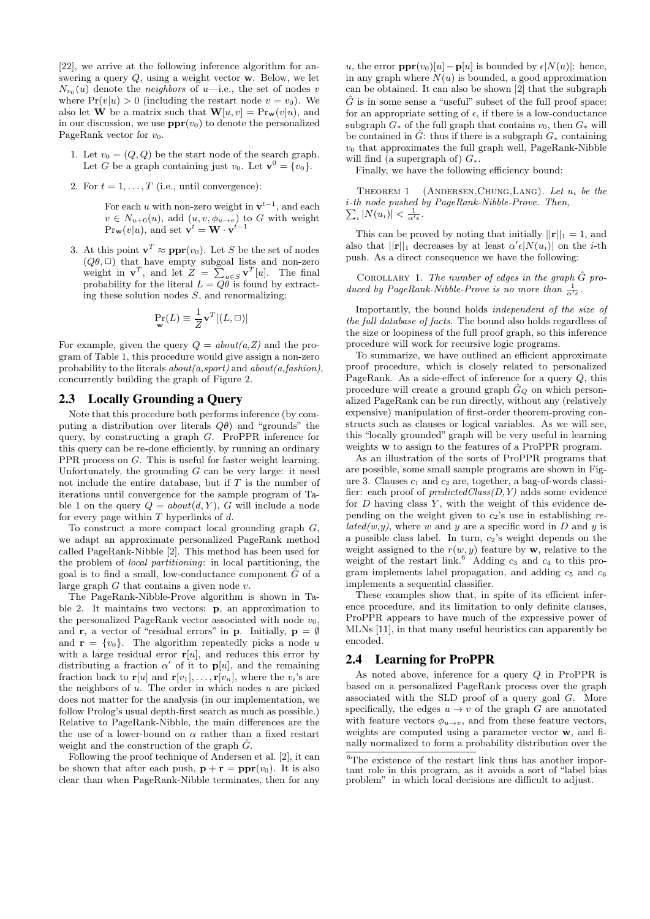[22], we arrive at the following inference algorithm for answering a query $Q$, using a weight vector $\mathbf{w}$. Below, we let $N_{v_0}(u)$ denote the *neighbors* of $u$—i.e., the set of nodes $v$ where $\Pr(v|u) > 0$ (including the restart node $v = v_0$). We also let $\mathbf{W}$ be a matrix such that $\mathbf{W}[u, v] = \Pr_{\mathbf{w}}(v|u)$, and in our discussion, we use $\mathbf{ppr}(v_0)$ to denote the personalized PageRank vector for $v_0$.

1. Let $v_0 = (Q, Q)$ be the start node of the search graph. Let $G$ be a graph containing just $v_0$. Let $\mathbf{v}^0 = \{v_0\}$.

2. For $t = 1, \ldots, T$ (i.e., until convergence):

   For each $u$ with non-zero weight in $\mathbf{v}^{t-1}$, and each $v \in N_{u+0}(u)$, add $(u, v, \phi_{u \to v})$ to $G$ with weight $\Pr_{\mathbf{w}}(v|u)$, and set $\mathbf{v}^t = \mathbf{W} \cdot \mathbf{v}^{t-1}$

3. At this point $\mathbf{v}^T \approx \mathbf{ppr}(v_0)$. Let $S$ be the set of nodes $(Q\theta, \Box)$ that have empty subgoal lists and non-zero weight in $\mathbf{v}^T$, and let $Z = \sum_{u \in S} \mathbf{v}^T[u]$. The final probability for the literal $L = Q\theta$ is found by extracting these solution nodes $S$, and renormalizing:

$$\Pr_{\mathbf{w}}(L) \equiv \frac{1}{Z} \mathbf{v}^T[(L, \Box)]$$

For example, given the query $Q = about(a,Z)$ and the program of Table 1, this procedure would give assign a non-zero probability to the literals *about(a,sport)* and *about(a,fashion)*, concurrently building the graph of Figure 2.

## 2.3 Locally Grounding a Query

Note that this procedure both performs inference (by computing a distribution over literals $Q\theta$) and "grounds" the query, by constructing a graph $G$. ProPPR inference for this query can be re-done efficiently, by running an ordinary PPR process on $G$. This is useful for faster weight learning. Unfortunately, the grounding $G$ can be very large: it need not include the entire database, but if $T$ is the number of iterations until convergence for the sample program of Table 1 on the query $Q = about(d, Y)$, $G$ will include a node for every page within $T$ hyperlinks of $d$.

To construct a more compact local grounding graph $G$, we adapt an approximate personalized PageRank method called PageRank-Nibble [2]. This method has been used for the problem of *local partitioning*: in local partitioning, the goal is to find a small, low-conductance component $\hat{G}$ of a large graph $G$ that contains a given node $v$.

The PageRank-Nibble-Prove algorithm is shown in Table 2. It maintains two vectors: $\mathbf{p}$, an approximation to the personalized PageRank vector associated with node $v_0$, and $\mathbf{r}$, a vector of "residual errors" in $\mathbf{p}$. Initially, $\mathbf{p} = \emptyset$ and $\mathbf{r} = \{v_0\}$. The algorithm repeatedly picks a node $u$ with a large residual error $\mathbf{r}[u]$, and reduces this error by distributing a fraction $\alpha'$ of it to $\mathbf{p}[u]$, and the remaining fraction back to $\mathbf{r}[u]$ and $\mathbf{r}[v_1], \ldots, \mathbf{r}[v_n]$, where the $v_i$'s are the neighbors of $u$. The order in which nodes $u$ are picked does not matter for the analysis (in our implementation, we follow Prolog's usual depth-first search as much as possible.) Relative to PageRank-Nibble, the main differences are the the use of a lower-bound on $\alpha$ rather than a fixed restart weight and the construction of the graph $\hat{G}$.

Following the proof technique of Andersen et al. [2], it can be shown that after each push, $\mathbf{p} + \mathbf{r} = \mathbf{ppr}(v_0)$. It is also clear than when PageRank-Nibble terminates, then for any $u$, the error $\mathbf{ppr}(v_0)[u] - \mathbf{p}[u]$ is bounded by $\epsilon|N(u)|$: hence, in any graph where $N(u)$ is bounded, a good approximation can be obtained. It can also be shown [2] that the subgraph $\hat{G}$ is in some sense a "useful" subset of the full proof space: for an appropriate setting of $\epsilon$, if there is a low-conductance subgraph $G_*$ of the full graph that contains $v_0$, then $G_*$ will be contained in $\hat{G}$: thus if there is a subgraph $G_*$ containing $v_0$ that approximates the full graph well, PageRank-Nibble will find (a supergraph of) $G_*$.

Finally, we have the following efficiency bound:

**Theorem 1** (Andersen,Chung,Lang). *Let $u_i$ be the $i$-th node pushed by PageRank-Nibble-Prove. Then, $\sum_i |N(u_i)| < \frac{1}{\alpha' \epsilon}$.*

This can be proved by noting that initially $||\mathbf{r}||_1 = 1$, and also that $||\mathbf{r}||_1$ decreases by at least $\alpha' \epsilon |N(u_i)|$ on the $i$-th push. As a direct consequence we have the following:

**Corollary 1.** *The number of edges in the graph $\hat{G}$ produced by PageRank-Nibble-Prove is no more than $\frac{1}{\alpha' \epsilon}$.*

Importantly, the bound holds *independent of the size of the full database of facts*. The bound also holds regardless of the size or loopiness of the full proof graph, so this inference procedure will work for recursive logic programs.

To summarize, we have outlined an efficient approximate proof procedure, which is closely related to personalized PageRank. As a side-effect of inference for a query $Q$, this procedure will create a ground graph $\hat{G}_Q$ on which personalized PageRank can be run directly, without any (relatively expensive) manipulation of first-order theorem-proving constructs such as clauses or logical variables. As we will see, this "locally grounded" graph will be very useful in learning weights $\mathbf{w}$ to assign to the features of a ProPPR program.

As an illustration of the sorts of ProPPR programs that are possible, some small sample programs are shown in Figure 3. Clauses $c_1$ and $c_2$ are, together, a bag-of-words classifier: each proof of *predictedClass(D,Y)* adds some evidence for $D$ having class $Y$, with the weight of this evidence depending on the weight given to $c_2$'s use in establishing *related(w,y)*, where $w$ and $y$ are a specific word in $D$ and $y$ is a possible class label. In turn, $c_2$'s weight depends on the weight assigned to the $r(w, y)$ feature by $\mathbf{w}$, relative to the weight of the restart link.[6] Adding $c_3$ and $c_4$ to this program implements label propagation, and adding $c_5$ and $c_6$ implements a sequential classifier.

These examples show that, in spite of its efficient inference procedure, and its limitation to only definite clauses, ProPPR appears to have much of the expressive power of MLNs [11], in that many useful heuristics can apparently be encoded.

## 2.4 Learning for ProPPR

As noted above, inference for a query $Q$ in ProPPR is based on a personalized PageRank process over the graph associated with the SLD proof of a query goal $G$. More specifically, the edges $u \to v$ of the graph $G$ are annotated with feature vectors $\phi_{u \to v}$, and from these feature vectors, weights are computed using a parameter vector $\mathbf{w}$, and finally normalized to form a probability distribution over the

[6] The existence of the restart link thus has another important role in this program, as it avoids a sort of "label bias problem" in which local decisions are difficult to adjust.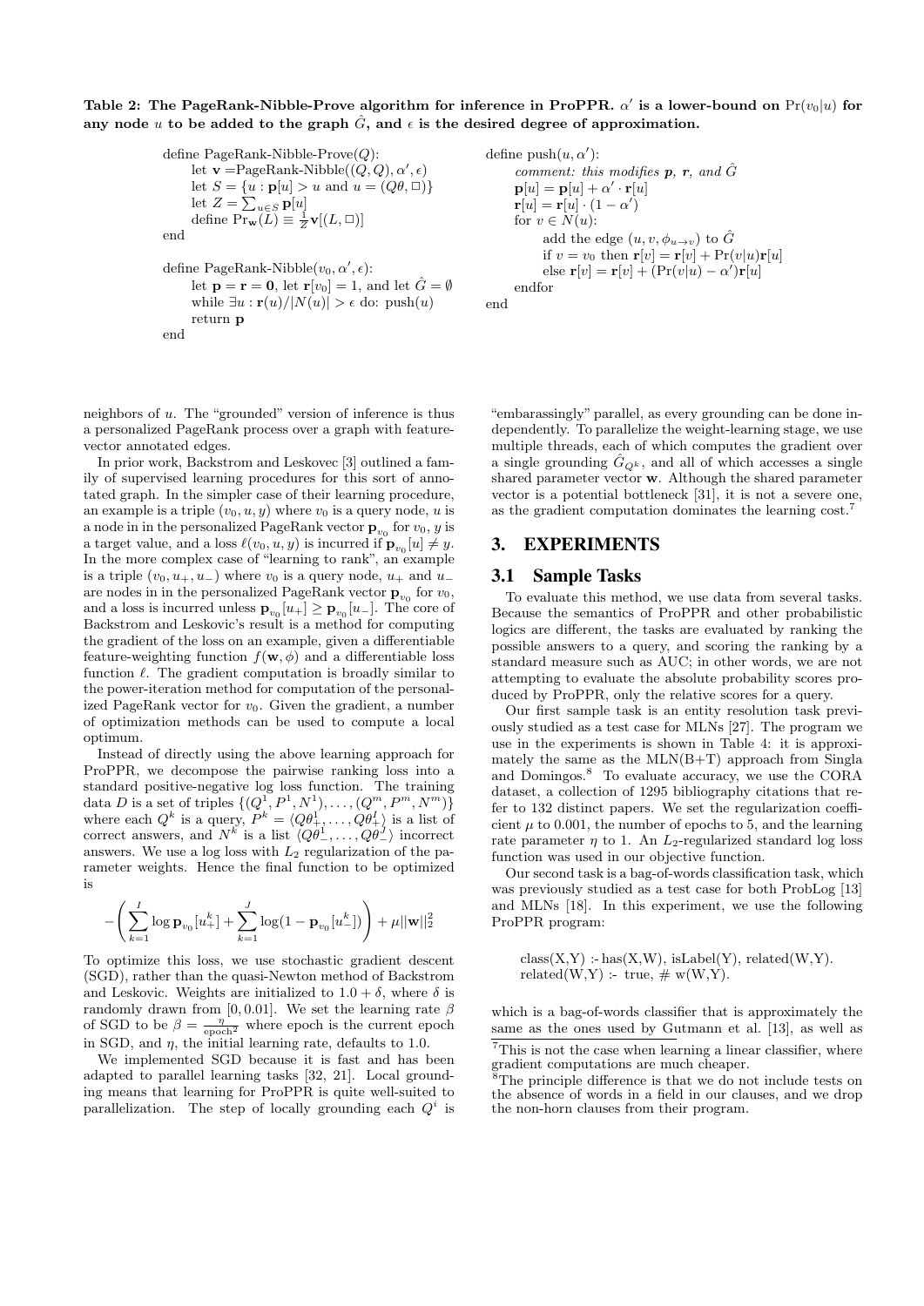**Table 2: The PageRank-Nibble-Prove algorithm for inference in ProPPR. $\alpha'$ is a lower-bound on $\Pr(v_0|u)$ for any node $u$ to be added to the graph $\hat{G}$, and $\epsilon$ is the desired degree of approximation.**

```
define PageRank-Nibble-Prove(Q):
    let v = PageRank-Nibble((Q, Q), α′, ε)
    let S = {u : p[u] > u and u = (Qθ, □)}
    let Z = Σ_{u∈S} p[u]
    define Pr_w(L) ≡ (1/Z) v[(L, □)]
end

define PageRank-Nibble(v0, α′, ε):
    let p = r = 0, let r[v0] = 1, and let Ĝ = ∅
    while ∃u : r(u)/|N(u)| > ε do: push(u)
    return p
end

define push(u, α′):
    comment: this modifies p, r, and Ĝ
    p[u] = p[u] + α′ · r[u]
    r[u] = r[u] · (1 − α′)
    for v ∈ N(u):
        add the edge (u, v, φ_{u→v}) to Ĝ
        if v = v0 then r[v] = r[v] + Pr(v|u)r[u]
        else r[v] = r[v] + (Pr(v|u) − α′)r[u]
    endfor
end
```

neighbors of $u$. The "grounded" version of inference is thus a personalized PageRank process over a graph with feature-vector annotated edges.

In prior work, Backstrom and Leskovec [3] outlined a family of supervised learning procedures for this sort of annotated graph. In the simpler case of their learning procedure, an example is a triple $(v_0, u, y)$ where $v_0$ is a query node, $u$ is a node in in the personalized PageRank vector $\mathbf{p}_{v_0}$ for $v_0$, $y$ is a target value, and a loss $\ell(v_0, u, y)$ is incurred if $\mathbf{p}_{v_0}[u] \neq y$. In the more complex case of "learning to rank", an example is a triple $(v_0, u_+, u_-)$ where $v_0$ is a query node, $u_+$ and $u_-$ are nodes in in the personalized PageRank vector $\mathbf{p}_{v_0}$ for $v_0$, and a loss is incurred unless $\mathbf{p}_{v_0}[u_+] \geq \mathbf{p}_{v_0}[u_-]$. The core of Backstrom and Leskovic's result is a method for computing the gradient of the loss on an example, given a differentiable feature-weighting function $f(\mathbf{w}, \phi)$ and a differentiable loss function $\ell$. The gradient computation is broadly similar to the power-iteration method for computation of the personalized PageRank vector for $v_0$. Given the gradient, a number of optimization methods can be used to compute a local optimum.

Instead of directly using the above learning approach for ProPPR, we decompose the pairwise ranking loss into a standard positive-negative log loss function. The training data $D$ is a set of triples $\{(Q^1, P^1, N^1), \ldots, (Q^m, P^m, N^m)\}$ where each $Q^k$ is a query, $P^k = \langle Q\theta_+^1, \ldots, Q\theta_+^I \rangle$ is a list of correct answers, and $N^k$ is a list $\langle Q\theta_-^1, \ldots, Q\theta_-^J \rangle$ incorrect answers. We use a log loss with $L_2$ regularization of the parameter weights. Hence the final function to be optimized is

$$-\left( \sum_{k=1}^{I} \log \mathbf{p}_{v_0}[u_+^k] + \sum_{k=1}^{J} \log(1 - \mathbf{p}_{v_0}[u_-^k]) \right) + \mu ||\mathbf{w}||_2^2$$

To optimize this loss, we use stochastic gradient descent (SGD), rather than the quasi-Newton method of Backstrom and Leskovic. Weights are initialized to $1.0 + \delta$, where $\delta$ is randomly drawn from $[0, 0.01]$. We set the learning rate $\beta$ of SGD to be $\beta = \frac{\eta}{\text{epoch}^2}$ where epoch is the current epoch in SGD, and $\eta$, the initial learning rate, defaults to 1.0.

We implemented SGD because it is fast and has been adapted to parallel learning tasks [32, 21]. Local grounding means that learning for ProPPR is quite well-suited to parallelization. The step of locally grounding each $Q^i$ is "embarassingly" parallel, as every grounding can be done independently. To parallelize the weight-learning stage, we use multiple threads, each of which computes the gradient over a single grounding $\hat{G}_{Q^k}$, and all of which accesses a single shared parameter vector $\mathbf{w}$. Although the shared parameter vector is a potential bottleneck [31], it is not a severe one, as the gradient computation dominates the learning cost.[7]

## 3. EXPERIMENTS

### 3.1 Sample Tasks

To evaluate this method, we use data from several tasks. Because the semantics of ProPPR and other probabilistic logics are different, the tasks are evaluated by ranking the possible answers to a query, and scoring the ranking by a standard measure such as AUC; in other words, we are not attempting to evaluate the absolute probability scores produced by ProPPR, only the relative scores for a query.

Our first sample task is an entity resolution task previously studied as a test case for MLNs [27]. The program we use in the experiments is shown in Table 4: it is approximately the same as the MLN(B+T) approach from Singla and Domingos.[8] To evaluate accuracy, we use the CORA dataset, a collection of 1295 bibliography citations that refer to 132 distinct papers. We set the regularization coefficient $\mu$ to 0.001, the number of epochs to 5, and the learning rate parameter $\eta$ to 1. An $L_2$-regularized standard log loss function was used in our objective function.

Our second task is a bag-of-words classification task, which was previously studied as a test case for both ProbLog [13] and MLNs [18]. In this experiment, we use the following ProPPR program:

```
class(X,Y) :- has(X,W), isLabel(Y), related(W,Y).
related(W,Y) :- true, # w(W,Y).
```

which is a bag-of-words classifier that is approximately the same as the ones used by Gutmann et al. [13], as well as

[7] This is not the case when learning a linear classifier, where gradient computations are much cheaper.

[8] The principle difference is that we do not include tests on the absence of words in a field in our clauses, and we drop the non-horn clauses from their program.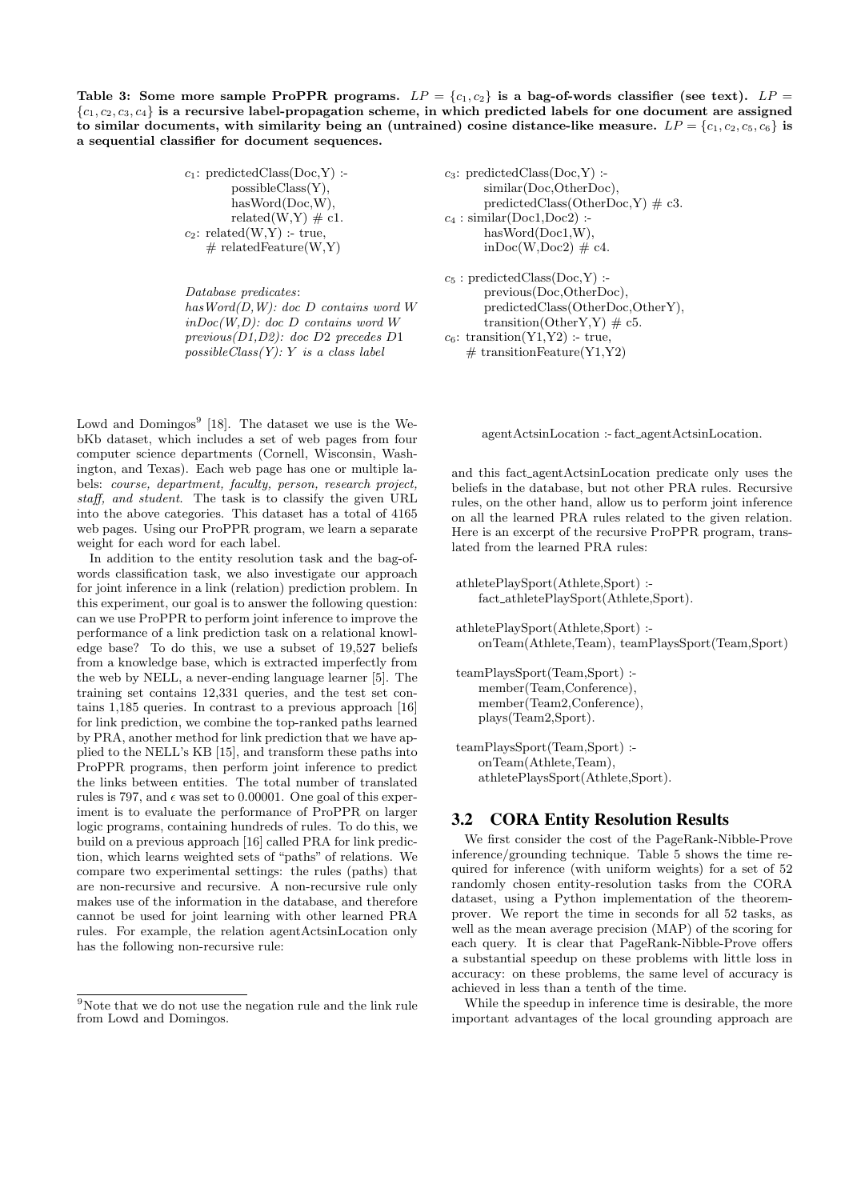**Table 3: Some more sample ProPPR programs. $LP = \{c_1, c_2\}$ is a bag-of-words classifier (see text). $LP = \{c_1, c_2, c_3, c_4\}$ is a recursive label-propagation scheme, in which predicted labels for one document are assigned to similar documents, with similarity being an (untrained) cosine distance-like measure. $LP = \{c_1, c_2, c_5, c_6\}$ is a sequential classifier for document sequences.**

```
c1: predictedClass(Doc,Y) :-
        possibleClass(Y),
        hasWord(Doc,W),
        related(W,Y) # c1.
c2: related(W,Y) :- true,
    # relatedFeature(W,Y)

c3: predictedClass(Doc,Y) :-
        similar(Doc,OtherDoc),
        predictedClass(OtherDoc,Y) # c3.
c4 : similar(Doc1,Doc2) :-
        hasWord(Doc1,W),
        inDoc(W,Doc2) # c4.

c5 : predictedClass(Doc,Y) :-
        previous(Doc,OtherDoc),
        predictedClass(OtherDoc,OtherY),
        transition(OtherY,Y) # c5.
c6: transition(Y1,Y2) :- true,
    # transitionFeature(Y1,Y2)
```

*Database predicates*:
*hasWord(D,W): doc D contains word W*
*inDoc(W,D): doc D contains word W*
*previous(D1,D2): doc D2 precedes D1*
*possibleClass(Y): Y is a class label*

Lowd and Domingos[9] [18]. The dataset we use is the WebKb dataset, which includes a set of web pages from four computer science departments (Cornell, Wisconsin, Washington, and Texas). Each web page has one or multiple labels: *course, department, faculty, person, research project, staff, and student.* The task is to classify the given URL into the above categories. This dataset has a total of 4165 web pages. Using our ProPPR program, we learn a separate weight for each word for each label.

In addition to the entity resolution task and the bag-of-words classification task, we also investigate our approach for joint inference in a link (relation) prediction problem. In this experiment, our goal is to answer the following question: can we use ProPPR to perform joint inference to improve the performance of a link prediction task on a relational knowledge base? To do this, we use a subset of 19,527 beliefs from a knowledge base, which is extracted imperfectly from the web by NELL, a never-ending language learner [5]. The training set contains 12,331 queries, and the test set contains 1,185 queries. In contrast to a previous approach [16] for link prediction, we combine the top-ranked paths learned by PRA, another method for link prediction that we have applied to the NELL's KB [15], and transform these paths into ProPPR programs, then perform joint inference to predict the links between entities. The total number of translated rules is 797, and $\epsilon$ was set to 0.00001. One goal of this experiment is to evaluate the performance of ProPPR on larger logic programs, containing hundreds of rules. To do this, we build on a previous approach [16] called PRA for link prediction, which learns weighted sets of "paths" of relations. We compare two experimental settings: the rules (paths) that are non-recursive and recursive. A non-recursive rule only makes use of the information in the database, and therefore cannot be used for joint learning with other learned PRA rules. For example, the relation agentActsinLocation only has the following non-recursive rule:

```
agentActsinLocation :- fact_agentActsinLocation.
```

and this fact_agentActsinLocation predicate only uses the beliefs in the database, but not other PRA rules. Recursive rules, on the other hand, allow us to perform joint inference on all the learned PRA rules related to the given relation. Here is an excerpt of the recursive ProPPR program, translated from the learned PRA rules:

```
athletePlaySport(Athlete,Sport) :-
    fact_athletePlaySport(Athlete,Sport).

athletePlaySport(Athlete,Sport) :-
    onTeam(Athlete,Team), teamPlaysSport(Team,Sport)

teamPlaysSport(Team,Sport) :-
    member(Team,Conference),
    member(Team2,Conference),
    plays(Team2,Sport).

teamPlaysSport(Team,Sport) :-
    onTeam(Athlete,Team),
    athletePlaysSport(Athlete,Sport).
```

## 3.2 CORA Entity Resolution Results

We first consider the cost of the PageRank-Nibble-Prove inference/grounding technique. Table 5 shows the time required for inference (with uniform weights) for a set of 52 randomly chosen entity-resolution tasks from the CORA dataset, using a Python implementation of the theorem-prover. We report the time in seconds for all 52 tasks, as well as the mean average precision (MAP) of the scoring for each query. It is clear that PageRank-Nibble-Prove offers a substantial speedup on these problems with little loss in accuracy: on these problems, the same level of accuracy is achieved in less than a tenth of the time.

While the speedup in inference time is desirable, the more important advantages of the local grounding approach are

[9] Note that we do not use the negation rule and the link rule from Lowd and Domingos.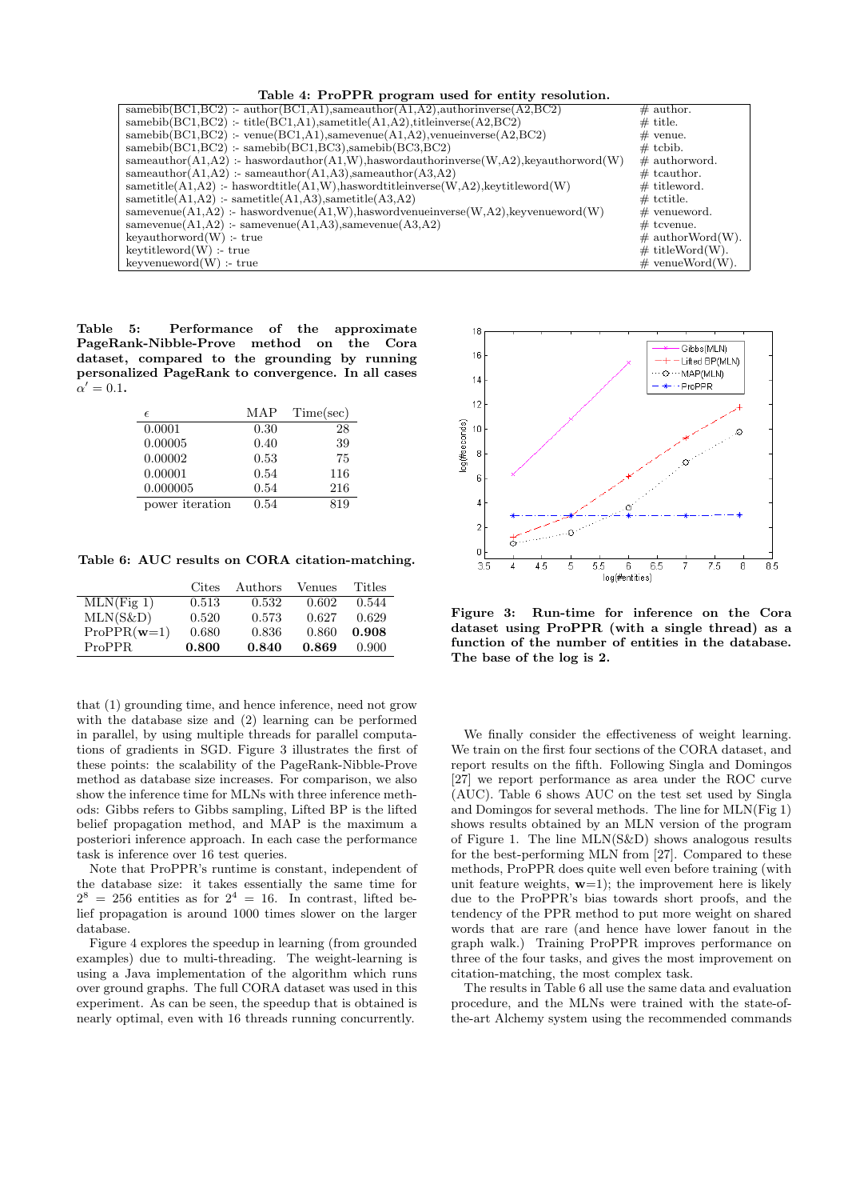**Table 4: ProPPR program used for entity resolution.**

```
samebib(BC1,BC2) :- author(BC1,A1),sameauthor(A1,A2),authorinverse(A2,BC2)                          # author.
samebib(BC1,BC2) :- title(BC1,A1),sametitle(A1,A2),titleinverse(A2,BC2)                             # title.
samebib(BC1,BC2) :- venue(BC1,A1),samevenue(A1,A2),venueinverse(A2,BC2)                             # venue.
samebib(BC1,BC2) :- samebib(BC1,BC3),samebib(BC3,BC2)                                               # tcbib.
sameauthor(A1,A2) :- haswordauthor(A1,W),haswordauthorinverse(W,A2),keyauthorword(W)                # authorword.
sameauthor(A1,A2) :- sameauthor(A1,A3),sameauthor(A3,A2)                                            # tcauthor.
sametitle(A1,A2) :- haswordtitle(A1,W),haswordtitleinverse(W,A2),keytitleword(W)                    # titleword.
sametitle(A1,A2) :- sametitle(A1,A3),sametitle(A3,A2)                                               # tctitle.
samevenue(A1,A2) :- haswordvenue(A1,W),haswordvenueinverse(W,A2),keyvenueword(W)                    # venueword.
samevenue(A1,A2) :- samevenue(A1,A3),samevenue(A3,A2)                                               # tcvenue.
keyauthorword(W) :- true                                                                            # authorWord(W).
keytitleword(W) :- true                                                                             # titleWord(W).
keyvenueword(W) :- true                                                                             # venueWord(W).
```

**Table 5: Performance of the approximate PageRank-Nibble-Prove method on the Cora dataset, compared to the grounding by running personalized PageRank to convergence. In all cases $\alpha' = 0.1$.**

| $\epsilon$ | MAP | Time(sec) |
|---|---|---|
| 0.0001 | 0.30 | 28 |
| 0.00005 | 0.40 | 39 |
| 0.00002 | 0.53 | 75 |
| 0.00001 | 0.54 | 116 |
| 0.000005 | 0.54 | 216 |
| power iteration | 0.54 | 819 |

**Table 6: AUC results on CORA citation-matching.**

| | Cites | Authors | Venues | Titles |
|---|---|---|---|---|
| MLN(Fig 1) | 0.513 | 0.532 | 0.602 | 0.544 |
| MLN(S&D) | 0.520 | 0.573 | 0.627 | 0.629 |
| ProPPR(**w**=1) | 0.680 | 0.836 | 0.860 | **0.908** |
| ProPPR | **0.800** | **0.840** | **0.869** | 0.900 |

that (1) grounding time, and hence inference, need not grow with the database size and (2) learning can be performed in parallel, by using multiple threads for parallel computations of gradients in SGD. Figure 3 illustrates the first of these points: the scalability of the PageRank-Nibble-Prove method as database size increases. For comparison, we also show the inference time for MLNs with three inference methods: Gibbs refers to Gibbs sampling, Lifted BP is the lifted belief propagation method, and MAP is the maximum a posteriori inference approach. In each case the performance task is inference over 16 test queries.

Note that ProPPR's runtime is constant, independent of the database size: it takes essentially the same time for $2^8 = 256$ entities as for $2^4 = 16$. In contrast, lifted belief propagation is around 1000 times slower on the larger database.

Figure 4 explores the speedup in learning (from grounded examples) due to multi-threading. The weight-learning is using a Java implementation of the algorithm which runs over ground graphs. The full CORA dataset was used in this experiment. As can be seen, the speedup that is obtained is nearly optimal, even with 16 threads running concurrently.

**Figure 3: Run-time for inference on the Cora dataset using ProPPR (with a single thread) as a function of the number of entities in the database. The base of the log is 2.**

We finally consider the effectiveness of weight learning. We train on the first four sections of the CORA dataset, and report results on the fifth. Following Singla and Domingos [27] we report performance as area under the ROC curve (AUC). Table 6 shows AUC on the test set used by Singla and Domingos for several methods. The line for MLN(Fig 1) shows results obtained by an MLN version of the program of Figure 1. The line MLN(S&D) shows analogous results for the best-performing MLN from [27]. Compared to these methods, ProPPR does quite well even before training (with unit feature weights, **w**=1); the improvement here is likely due to the ProPPR's bias towards short proofs, and the tendency of the PPR method to put more weight on shared words that are rare (and hence have lower fanout in the graph walk.) Training ProPPR improves performance on three of the four tasks, and gives the most improvement on citation-matching, the most complex task.

The results in Table 6 all use the same data and evaluation procedure, and the MLNs were trained with the state-of-the-art Alchemy system using the recommended commands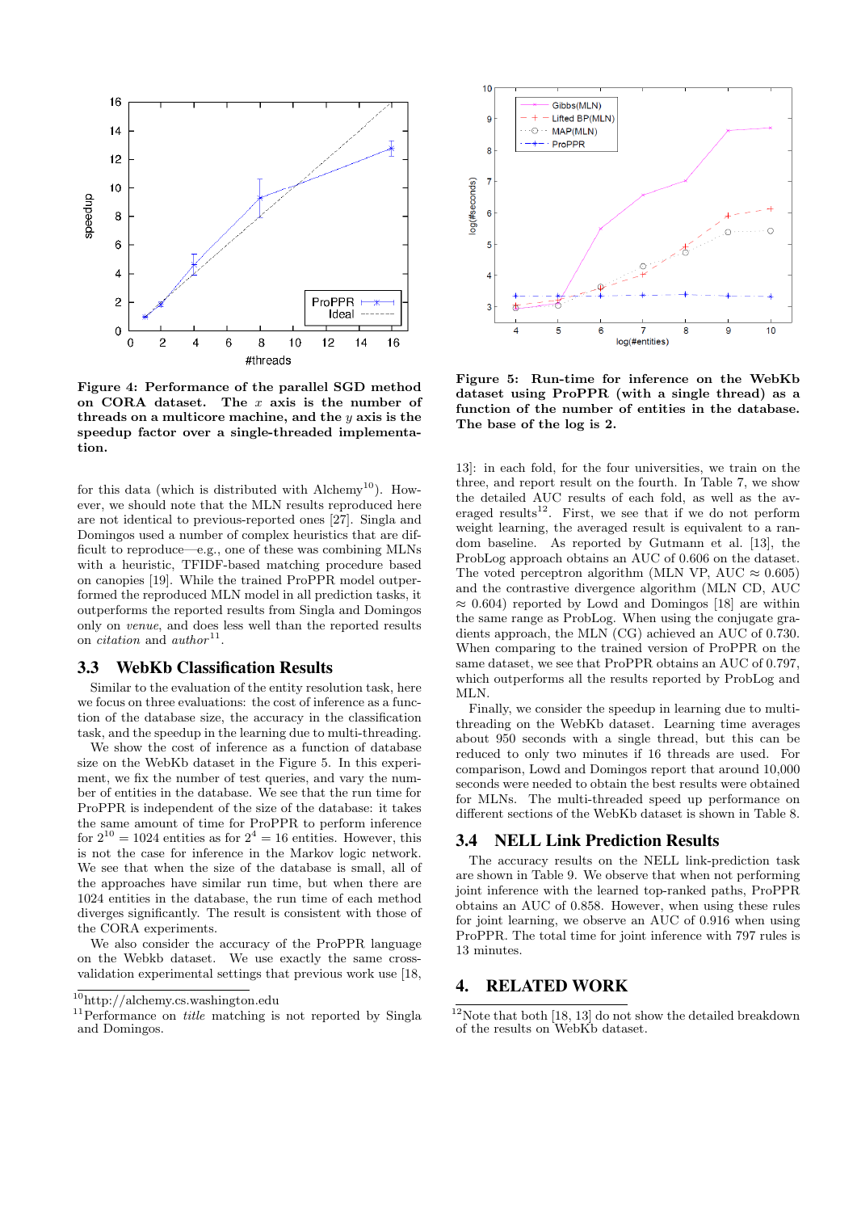**Figure 4: Performance of the parallel SGD method on CORA dataset. The $x$ axis is the number of threads on a multicore machine, and the $y$ axis is the speedup factor over a single-threaded implementation.**

**Figure 5: Run-time for inference on the WebKb dataset using ProPPR (with a single thread) as a function of the number of entities in the database. The base of the log is 2.**

for this data (which is distributed with Alchemy[10]). However, we should note that the MLN results reproduced here are not identical to previous-reported ones [27]. Singla and Domingos used a number of complex heuristics that are difficult to reproduce—e.g., one of these was combining MLNs with a heuristic, TFIDF-based matching procedure based on canopies [19]. While the trained ProPPR model outperformed the reproduced MLN model in all prediction tasks, it outperforms the reported results from Singla and Domingos only on *venue*, and does less well than the reported results on *citation* and *author*[11].

## 3.3 WebKb Classification Results

Similar to the evaluation of the entity resolution task, here we focus on three evaluations: the cost of inference as a function of the database size, the accuracy in the classification task, and the speedup in the learning due to multi-threading.

We show the cost of inference as a function of database size on the WebKb dataset in the Figure 5. In this experiment, we fix the number of test queries, and vary the number of entities in the database. We see that the run time for ProPPR is independent of the size of the database: it takes the same amount of time for ProPPR to perform inference for $2^{10} = 1024$ entities as for $2^4 = 16$ entities. However, this is not the case for inference in the Markov logic network. We see that when the size of the database is small, all of the approaches have similar run time, but when there are 1024 entities in the database, the run time of each method diverges significantly. The result is consistent with those of the CORA experiments.

We also consider the accuracy of the ProPPR language on the Webkb dataset. We use exactly the same cross-validation experimental settings that previous work use [18, 13]: in each fold, for the four universities, we train on the three, and report result on the fourth. In Table 7, we show the detailed AUC results of each fold, as well as the averaged results[12]. First, we see that if we do not perform weight learning, the averaged result is equivalent to a random baseline. As reported by Gutmann et al. [13], the ProbLog approach obtains an AUC of 0.606 on the dataset. The voted perceptron algorithm (MLN VP, AUC $\approx$ 0.605) and the contrastive divergence algorithm (MLN CD, AUC $\approx$ 0.604) reported by Lowd and Domingos [18] are within the same range as ProbLog. When using the conjugate gradients approach, the MLN (CG) achieved an AUC of 0.730. When comparing to the trained version of ProPPR on the same dataset, we see that ProPPR obtains an AUC of 0.797, which outperforms all the results reported by ProbLog and MLN.

Finally, we consider the speedup in learning due to multi-threading on the WebKb dataset. Learning time averages about 950 seconds with a single thread, but this can be reduced to only two minutes if 16 threads are used. For comparison, Lowd and Domingos report that around 10,000 seconds were needed to obtain the best results were obtained for MLNs. The multi-threaded speed up performance on different sections of the WebKb dataset is shown in Table 8.

## 3.4 NELL Link Prediction Results

The accuracy results on the NELL link-prediction task are shown in Table 9. We observe that when not performing joint inference with the learned top-ranked paths, ProPPR obtains an AUC of 0.858. However, when using these rules for joint learning, we observe an AUC of 0.916 when using ProPPR. The total time for joint inference with 797 rules is 13 minutes.

# 4. RELATED WORK

[10] http://alchemy.cs.washington.edu

[11] Performance on *title* matching is not reported by Singla and Domingos.

[12] Note that both [18, 13] do not show the detailed breakdown of the results on WebKb dataset.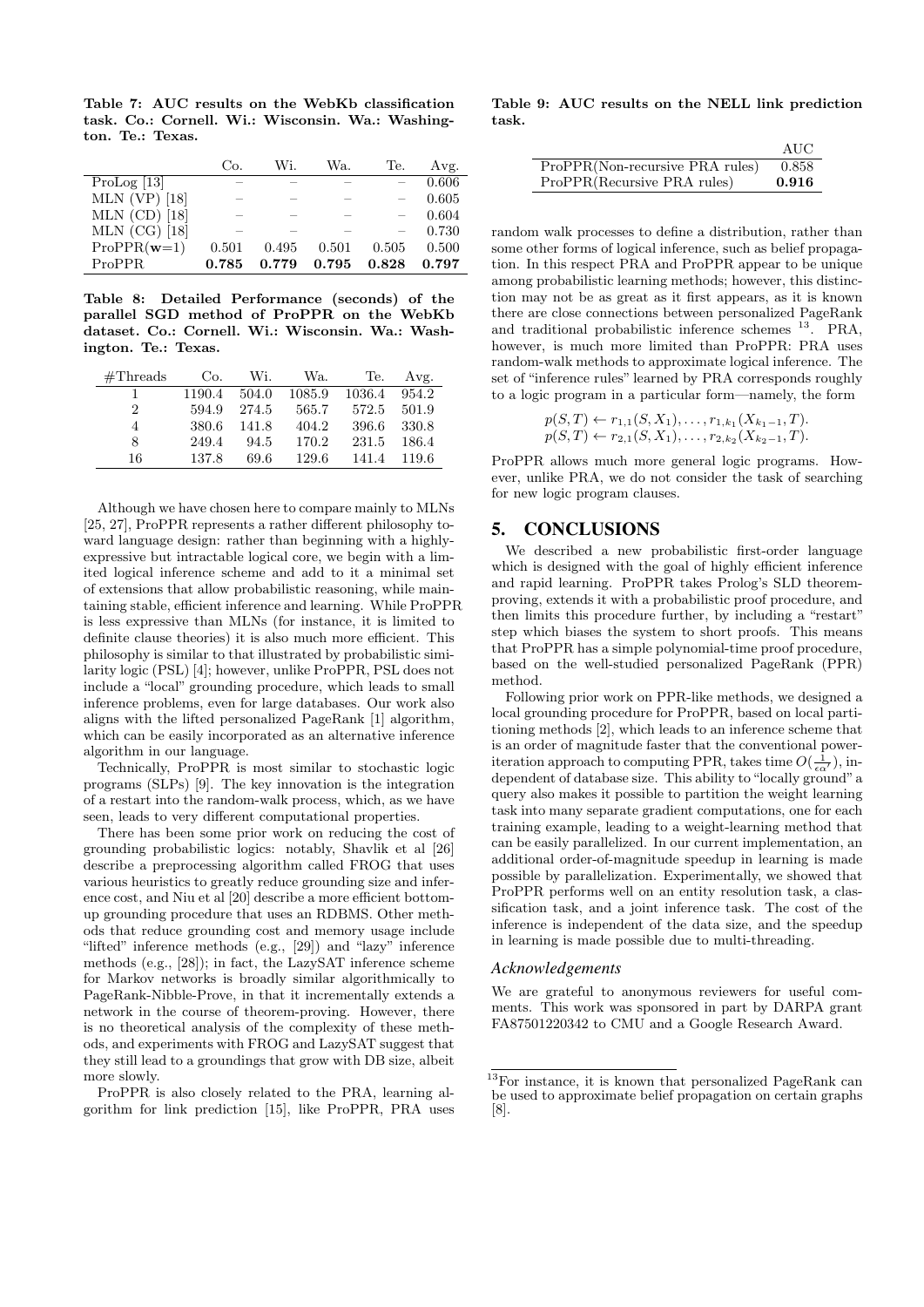**Table 7: AUC results on the WebKb classification task. Co.: Cornell. Wi.: Wisconsin. Wa.: Washington. Te.: Texas.**

| | Co. | Wi. | Wa. | Te. | Avg. |
|---|---|---|---|---|---|
| ProLog [13] | – | – | – | – | 0.606 |
| MLN (VP) [18] | – | – | – | – | 0.605 |
| MLN (CD) [18] | – | – | – | – | 0.604 |
| MLN (CG) [18] | – | – | – | – | 0.730 |
| ProPPR($\mathbf{w}$=1) | 0.501 | 0.495 | 0.501 | 0.505 | 0.500 |
| ProPPR | **0.785** | **0.779** | **0.795** | **0.828** | **0.797** |

**Table 8: Detailed Performance (seconds) of the parallel SGD method of ProPPR on the WebKb dataset. Co.: Cornell. Wi.: Wisconsin. Wa.: Washington. Te.: Texas.**

| #Threads | Co. | Wi. | Wa. | Te. | Avg. |
|---|---|---|---|---|---|
| 1 | 1190.4 | 504.0 | 1085.9 | 1036.4 | 954.2 |
| 2 | 594.9 | 274.5 | 565.7 | 572.5 | 501.9 |
| 4 | 380.6 | 141.8 | 404.2 | 396.6 | 330.8 |
| 8 | 249.4 | 94.5 | 170.2 | 231.5 | 186.4 |
| 16 | 137.8 | 69.6 | 129.6 | 141.4 | 119.6 |

Although we have chosen here to compare mainly to MLNs [25, 27], ProPPR represents a rather different philosophy toward language design: rather than beginning with a highly-expressive but intractable logical core, we begin with a limited logical inference scheme and add to it a minimal set of extensions that allow probabilistic reasoning, while maintaining stable, efficient inference and learning. While ProPPR is less expressive than MLNs (for instance, it is limited to definite clause theories) it is also much more efficient. This philosophy is similar to that illustrated by probabilistic similarity logic (PSL) [4]; however, unlike ProPPR, PSL does not include a "local" grounding procedure, which leads to small inference problems, even for large databases. Our work also aligns with the lifted personalized PageRank [1] algorithm, which can be easily incorporated as an alternative inference algorithm in our language.

Technically, ProPPR is most similar to stochastic logic programs (SLPs) [9]. The key innovation is the integration of a restart into the random-walk process, which, as we have seen, leads to very different computational properties.

There has been some prior work on reducing the cost of grounding probabilistic logics: notably, Shavlik et al [26] describe a preprocessing algorithm called FROG that uses various heuristics to greatly reduce grounding size and inference cost, and Niu et al [20] describe a more efficient bottom-up grounding procedure that uses an RDBMS. Other methods that reduce grounding cost and memory usage include "lifted" inference methods (e.g., [29]) and "lazy" inference methods (e.g., [28]); in fact, the LazySAT inference scheme for Markov networks is broadly similar algorithmically to PageRank-Nibble-Prove, in that it incrementally extends a network in the course of theorem-proving. However, there is no theoretical analysis of the complexity of these methods, and experiments with FROG and LazySAT suggest that they still lead to a groundings that grow with DB size, albeit more slowly.

ProPPR is also closely related to the PRA, learning algorithm for link prediction [15], like ProPPR, PRA uses

**Table 9: AUC results on the NELL link prediction task.**

| | AUC |
|---|---|
| ProPPR(Non-recursive PRA rules) | 0.858 |
| ProPPR(Recursive PRA rules) | **0.916** |

random walk processes to define a distribution, rather than some other forms of logical inference, such as belief propagation. In this respect PRA and ProPPR appear to be unique among probabilistic learning methods; however, this distinction may not be as great as it first appears, as it is known there are close connections between personalized PageRank and traditional probabilistic inference schemes [13]. PRA, however, is much more limited than ProPPR: PRA uses random-walk methods to approximate logical inference. The set of "inference rules" learned by PRA corresponds roughly to a logic program in a particular form—namely, the form

$$p(S,T) \leftarrow r_{1,1}(S,X_1), \ldots, r_{1,k_1}(X_{k_1-1},T).$$
$$p(S,T) \leftarrow r_{2,1}(S,X_1), \ldots, r_{2,k_2}(X_{k_2-1},T).$$

ProPPR allows much more general logic programs. However, unlike PRA, we do not consider the task of searching for new logic program clauses.

## 5. CONCLUSIONS

We described a new probabilistic first-order language which is designed with the goal of highly efficient inference and rapid learning. ProPPR takes Prolog's SLD theorem-proving, extends it with a probabilistic proof procedure, and then limits this procedure further, by including a "restart" step which biases the system to short proofs. This means that ProPPR has a simple polynomial-time proof procedure, based on the well-studied personalized PageRank (PPR) method.

Following prior work on PPR-like methods, we designed a local grounding procedure for ProPPR, based on local partitioning methods [2], which leads to an inference scheme that is an order of magnitude faster that the conventional power-iteration approach to computing PPR, takes time $O(\frac{1}{\epsilon\alpha'})$, independent of database size. This ability to "locally ground" a query also makes it possible to partition the weight learning task into many separate gradient computations, one for each training example, leading to a weight-learning method that can be easily parallelized. In our current implementation, an additional order-of-magnitude speedup in learning is made possible by parallelization. Experimentally, we showed that ProPPR performs well on an entity resolution task, a classification task, and a joint inference task. The cost of the inference is independent of the data size, and the speedup in learning is made possible due to multi-threading.

### *Acknowledgements*

We are grateful to anonymous reviewers for useful comments. This work was sponsored in part by DARPA grant FA87501220342 to CMU and a Google Research Award.

[13] For instance, it is known that personalized PageRank can be used to approximate belief propagation on certain graphs [8].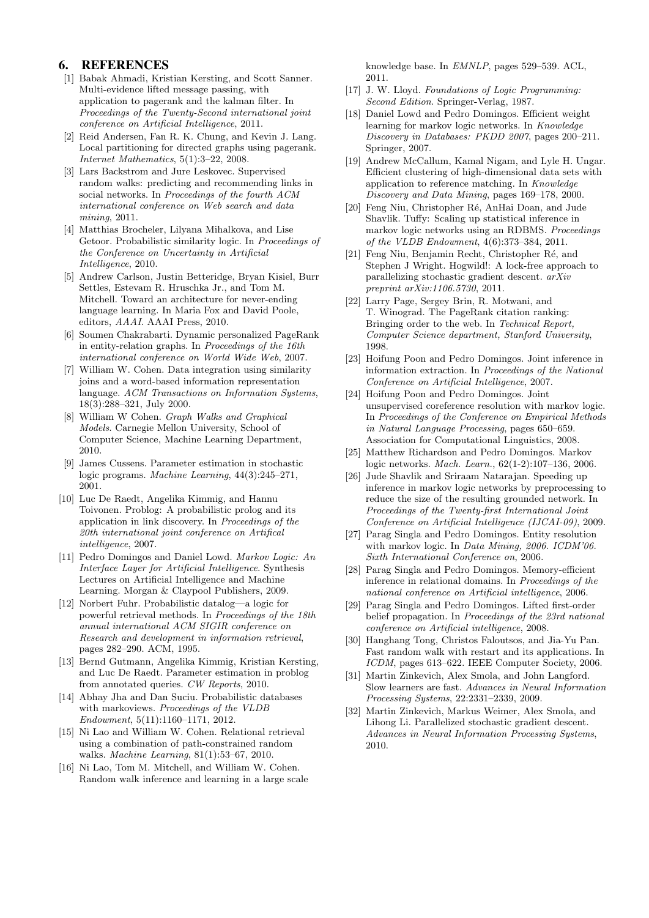## 6. REFERENCES

[1] Babak Ahmadi, Kristian Kersting, and Scott Sanner. Multi-evidence lifted message passing, with application to pagerank and the kalman filter. In *Proceedings of the Twenty-Second international joint conference on Artificial Intelligence*, 2011.

[2] Reid Andersen, Fan R. K. Chung, and Kevin J. Lang. Local partitioning for directed graphs using pagerank. *Internet Mathematics*, 5(1):3–22, 2008.

[3] Lars Backstrom and Jure Leskovec. Supervised random walks: predicting and recommending links in social networks. In *Proceedings of the fourth ACM international conference on Web search and data mining*, 2011.

[4] Matthias Brocheler, Lilyana Mihalkova, and Lise Getoor. Probabilistic similarity logic. In *Proceedings of the Conference on Uncertainty in Artificial Intelligence*, 2010.

[5] Andrew Carlson, Justin Betteridge, Bryan Kisiel, Burr Settles, Estevam R. Hruschka Jr., and Tom M. Mitchell. Toward an architecture for never-ending language learning. In Maria Fox and David Poole, editors, *AAAI*. AAAI Press, 2010.

[6] Soumen Chakrabarti. Dynamic personalized PageRank in entity-relation graphs. In *Proceedings of the 16th international conference on World Wide Web*, 2007.

[7] William W. Cohen. Data integration using similarity joins and a word-based information representation language. *ACM Transactions on Information Systems*, 18(3):288–321, July 2000.

[8] William W Cohen. *Graph Walks and Graphical Models*. Carnegie Mellon University, School of Computer Science, Machine Learning Department, 2010.

[9] James Cussens. Parameter estimation in stochastic logic programs. *Machine Learning*, 44(3):245–271, 2001.

[10] Luc De Raedt, Angelika Kimmig, and Hannu Toivonen. Problog: A probabilistic prolog and its application in link discovery. In *Proceedings of the 20th international joint conference on Artifical intelligence*, 2007.

[11] Pedro Domingos and Daniel Lowd. *Markov Logic: An Interface Layer for Artificial Intelligence*. Synthesis Lectures on Artificial Intelligence and Machine Learning. Morgan & Claypool Publishers, 2009.

[12] Norbert Fuhr. Probabilistic datalog—a logic for powerful retrieval methods. In *Proceedings of the 18th annual international ACM SIGIR conference on Research and development in information retrieval*, pages 282–290. ACM, 1995.

[13] Bernd Gutmann, Angelika Kimmig, Kristian Kersting, and Luc De Raedt. Parameter estimation in problog from annotated queries. *CW Reports*, 2010.

[14] Abhay Jha and Dan Suciu. Probabilistic databases with markoviews. *Proceedings of the VLDB Endowment*, 5(11):1160–1171, 2012.

[15] Ni Lao and William W. Cohen. Relational retrieval using a combination of path-constrained random walks. *Machine Learning*, 81(1):53–67, 2010.

[16] Ni Lao, Tom M. Mitchell, and William W. Cohen. Random walk inference and learning in a large scale knowledge base. In *EMNLP*, pages 529–539. ACL, 2011.

[17] J. W. Lloyd. *Foundations of Logic Programming: Second Edition*. Springer-Verlag, 1987.

[18] Daniel Lowd and Pedro Domingos. Efficient weight learning for markov logic networks. In *Knowledge Discovery in Databases: PKDD 2007*, pages 200–211. Springer, 2007.

[19] Andrew McCallum, Kamal Nigam, and Lyle H. Ungar. Efficient clustering of high-dimensional data sets with application to reference matching. In *Knowledge Discovery and Data Mining*, pages 169–178, 2000.

[20] Feng Niu, Christopher Ré, AnHai Doan, and Jude Shavlik. Tuffy: Scaling up statistical inference in markov logic networks using an RDBMS. *Proceedings of the VLDB Endowment*, 4(6):373–384, 2011.

[21] Feng Niu, Benjamin Recht, Christopher Ré, and Stephen J Wright. Hogwild!: A lock-free approach to parallelizing stochastic gradient descent. *arXiv preprint arXiv:1106.5730*, 2011.

[22] Larry Page, Sergey Brin, R. Motwani, and T. Winograd. The PageRank citation ranking: Bringing order to the web. In *Technical Report, Computer Science department, Stanford University*, 1998.

[23] Hoifung Poon and Pedro Domingos. Joint inference in information extraction. In *Proceedings of the National Conference on Artificial Intelligence*, 2007.

[24] Hoifung Poon and Pedro Domingos. Joint unsupervised coreference resolution with markov logic. In *Proceedings of the Conference on Empirical Methods in Natural Language Processing*, pages 650–659. Association for Computational Linguistics, 2008.

[25] Matthew Richardson and Pedro Domingos. Markov logic networks. *Mach. Learn.*, 62(1-2):107–136, 2006.

[26] Jude Shavlik and Sriraam Natarajan. Speeding up inference in markov logic networks by preprocessing to reduce the size of the resulting grounded network. In *Proceedings of the Twenty-first International Joint Conference on Artificial Intelligence (IJCAI-09)*, 2009.

[27] Parag Singla and Pedro Domingos. Entity resolution with markov logic. In *Data Mining, 2006. ICDM'06. Sixth International Conference on*, 2006.

[28] Parag Singla and Pedro Domingos. Memory-efficient inference in relational domains. In *Proceedings of the national conference on Artificial intelligence*, 2006.

[29] Parag Singla and Pedro Domingos. Lifted first-order belief propagation. In *Proceedings of the 23rd national conference on Artificial intelligence*, 2008.

[30] Hanghang Tong, Christos Faloutsos, and Jia-Yu Pan. Fast random walk with restart and its applications. In *ICDM*, pages 613–622. IEEE Computer Society, 2006.

[31] Martin Zinkevich, Alex Smola, and John Langford. Slow learners are fast. *Advances in Neural Information Processing Systems*, 22:2331–2339, 2009.

[32] Martin Zinkevich, Markus Weimer, Alex Smola, and Lihong Li. Parallelized stochastic gradient descent. *Advances in Neural Information Processing Systems*, 2010.